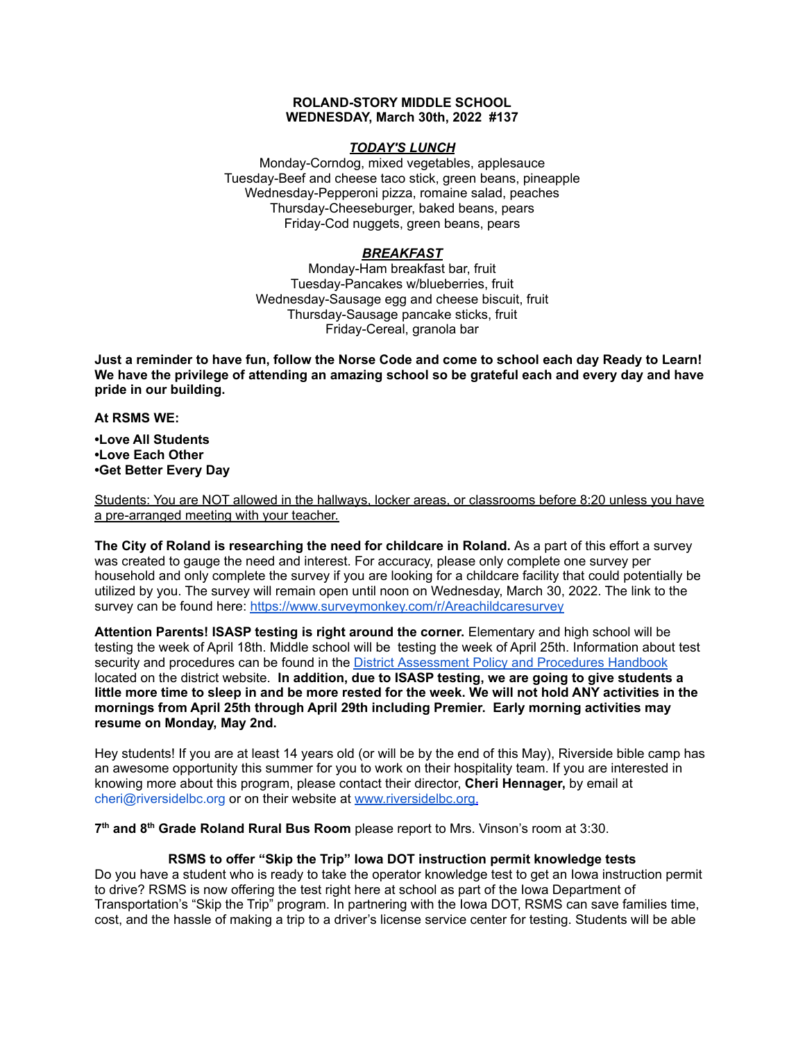**ROLAND-STORY MIDDLE SCHOOL**
**WEDNESDAY, March 30th, 2022 #137**

***TODAY'S LUNCH***

Monday-Corndog, mixed vegetables, applesauce
Tuesday-Beef and cheese taco stick, green beans, pineapple
Wednesday-Pepperoni pizza, romaine salad, peaches
Thursday-Cheeseburger, baked beans, pears
Friday-Cod nuggets, green beans, pears

***BREAKFAST***

Monday-Ham breakfast bar, fruit
Tuesday-Pancakes w/blueberries, fruit
Wednesday-Sausage egg and cheese biscuit, fruit
Thursday-Sausage pancake sticks, fruit
Friday-Cereal, granola bar

**Just a reminder to have fun, follow the Norse Code and come to school each day Ready to Learn! We have the privilege of attending an amazing school so be grateful each and every day and have pride in our building.**

**At RSMS WE:**

**•Love All Students**
**•Love Each Other**
**•Get Better Every Day**

Students: You are NOT allowed in the hallways, locker areas, or classrooms before 8:20 unless you have a pre-arranged meeting with your teacher.

**The City of Roland is researching the need for childcare in Roland.** As a part of this effort a survey was created to gauge the need and interest. For accuracy, please only complete one survey per household and only complete the survey if you are looking for a childcare facility that could potentially be utilized by you. The survey will remain open until noon on Wednesday, March 30, 2022. The link to the survey can be found here: https://www.surveymonkey.com/r/Areachildcaresurvey

**Attention Parents! ISASP testing is right around the corner.** Elementary and high school will be testing the week of April 18th. Middle school will be testing the week of April 25th. Information about test security and procedures can be found in the District Assessment Policy and Procedures Handbook located on the district website. **In addition, due to ISASP testing, we are going to give students a little more time to sleep in and be more rested for the week. We will not hold ANY activities in the mornings from April 25th through April 29th including Premier. Early morning activities may resume on Monday, May 2nd.**

Hey students! If you are at least 14 years old (or will be by the end of this May), Riverside bible camp has an awesome opportunity this summer for you to work on their hospitality team. If you are interested in knowing more about this program, please contact their director, **Cheri Hennager,** by email at cheri@riversidelbc.org or on their website at www.riversidelbc.org.

**7th and 8th Grade Roland Rural Bus Room** please report to Mrs. Vinson's room at 3:30.

**RSMS to offer "Skip the Trip" Iowa DOT instruction permit knowledge tests**

Do you have a student who is ready to take the operator knowledge test to get an Iowa instruction permit to drive? RSMS is now offering the test right here at school as part of the Iowa Department of Transportation's "Skip the Trip" program. In partnering with the Iowa DOT, RSMS can save families time, cost, and the hassle of making a trip to a driver's license service center for testing. Students will be able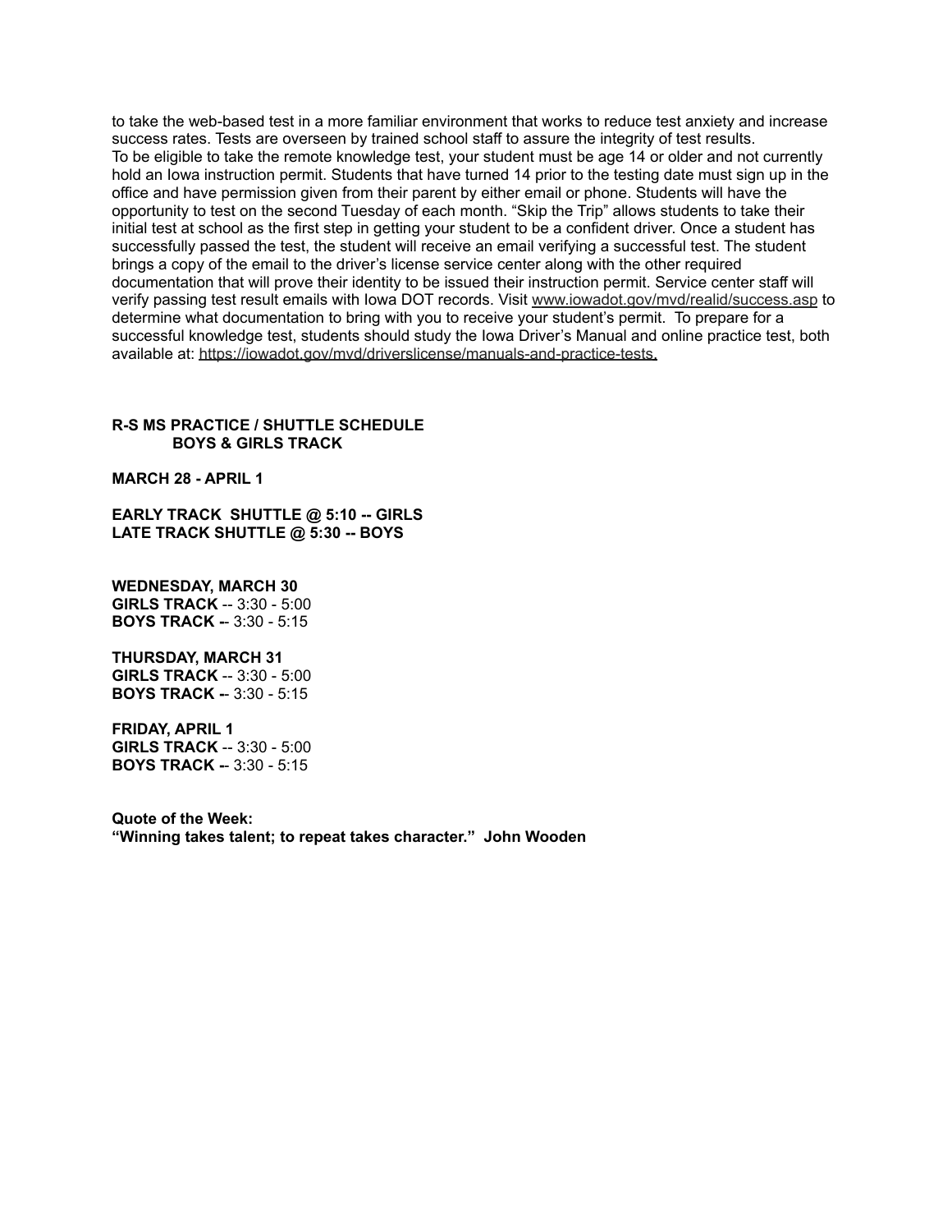to take the web-based test in a more familiar environment that works to reduce test anxiety and increase success rates. Tests are overseen by trained school staff to assure the integrity of test results.
To be eligible to take the remote knowledge test, your student must be age 14 or older and not currently hold an Iowa instruction permit. Students that have turned 14 prior to the testing date must sign up in the office and have permission given from their parent by either email or phone. Students will have the opportunity to test on the second Tuesday of each month. "Skip the Trip" allows students to take their initial test at school as the first step in getting your student to be a confident driver. Once a student has successfully passed the test, the student will receive an email verifying a successful test. The student brings a copy of the email to the driver's license service center along with the other required documentation that will prove their identity to be issued their instruction permit. Service center staff will verify passing test result emails with Iowa DOT records. Visit www.iowadot.gov/mvd/realid/success.asp to determine what documentation to bring with you to receive your student's permit. To prepare for a successful knowledge test, students should study the Iowa Driver's Manual and online practice test, both available at: https://iowadot.gov/mvd/driverslicense/manuals-and-practice-tests.

**R-S MS PRACTICE / SHUTTLE SCHEDULE**
**BOYS & GIRLS TRACK**

**MARCH 28 - APRIL 1**

**EARLY TRACK SHUTTLE @ 5:10 -- GIRLS**
**LATE TRACK SHUTTLE @ 5:30 -- BOYS**

**WEDNESDAY, MARCH 30**
**GIRLS TRACK** -- 3:30 - 5:00
**BOYS TRACK** -- 3:30 - 5:15

**THURSDAY, MARCH 31**
**GIRLS TRACK** -- 3:30 - 5:00
**BOYS TRACK** -- 3:30 - 5:15

**FRIDAY, APRIL 1**
**GIRLS TRACK** -- 3:30 - 5:00
**BOYS TRACK** -- 3:30 - 5:15

**Quote of the Week:**
**"Winning takes talent; to repeat takes character." John Wooden**